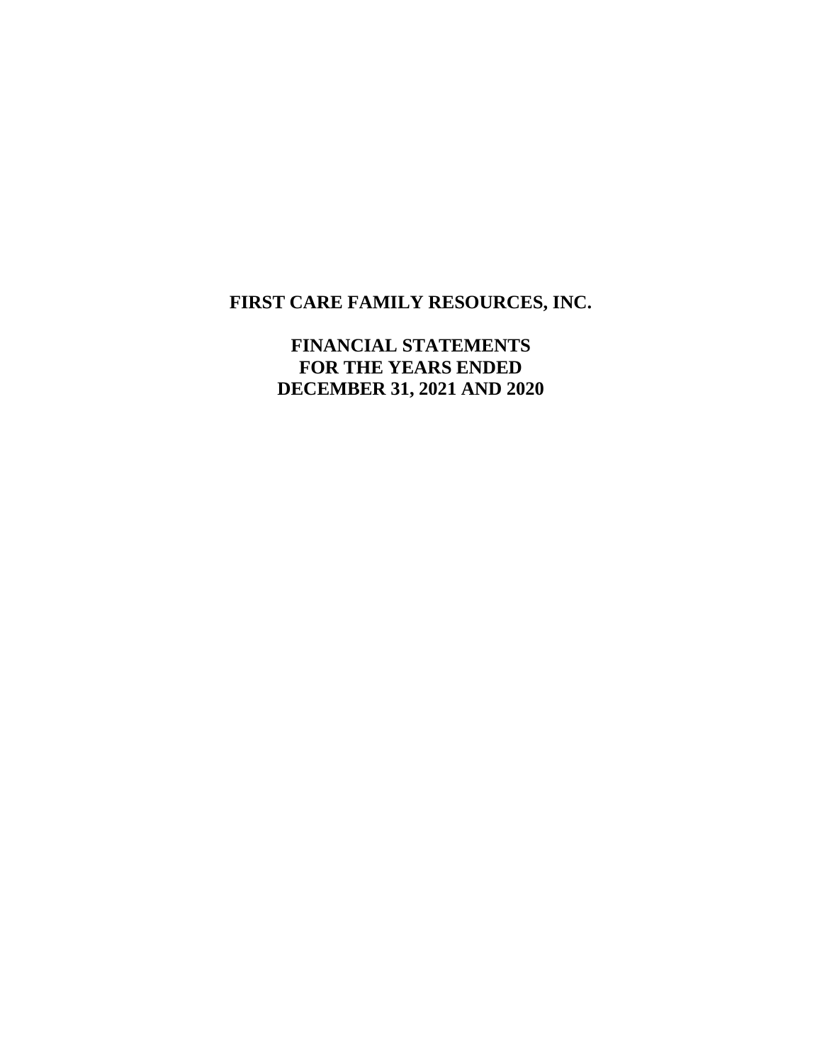# FIRST CARE FAMILY RESOURCES, INC.

## FINANCIAL STATEMENTS
## FOR THE YEARS ENDED
## DECEMBER 31, 2021 AND 2020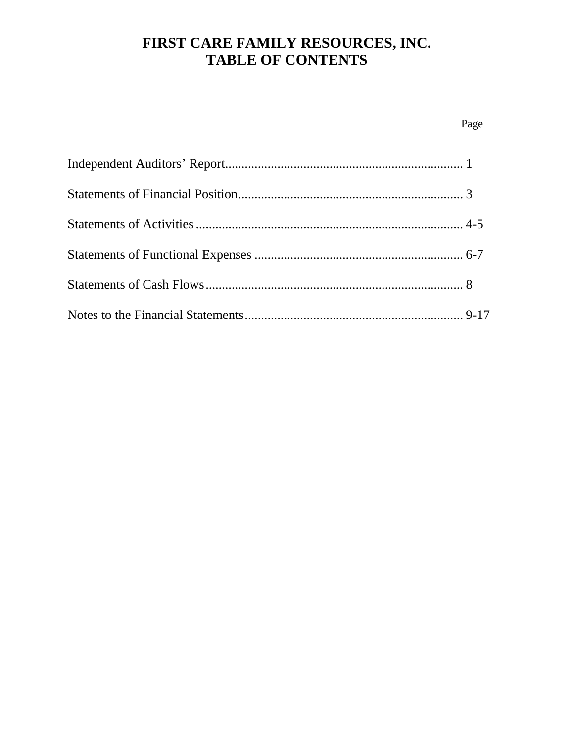# FIRST CARE FAMILY RESOURCES, INC.
# TABLE OF CONTENTS

| | Page |
|---|---|
| Independent Auditors' Report | 1 |
| Statements of Financial Position | 3 |
| Statements of Activities | 4-5 |
| Statements of Functional Expenses | 6-7 |
| Statements of Cash Flows | 8 |
| Notes to the Financial Statements | 9-17 |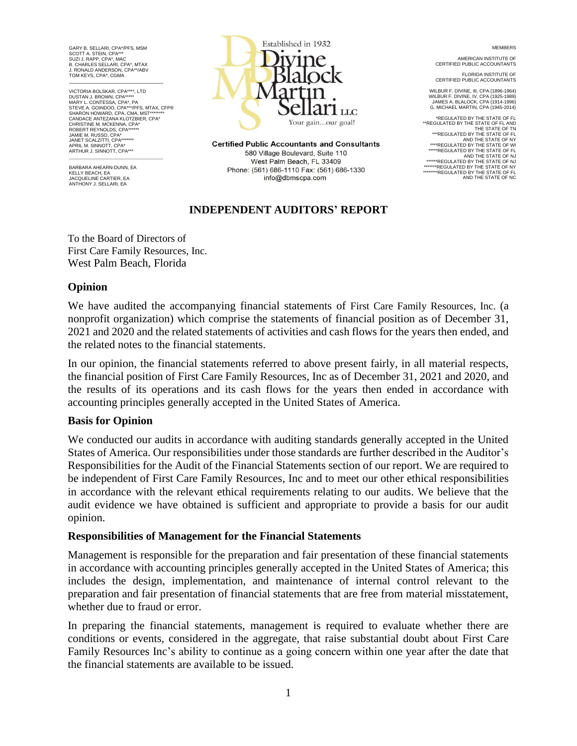GARY B. SELLARI, CPA*/PFS, MSM
SCOTT A. STEIN, CPA***
SUZI J. RAPP, CPA*, MAC
B. CHARLES SELLARI, CPA*, MTAX
J. RONALD ANDERSON, CPA**/ABV
TOM KEYS, CPA*, CGMA

VICTORIA BOLSKAR, CPA****, LTD
DUSTAN J. BROWN, CPA*****
MARY L. CONTESSA, CPA*, PA
STEVE A. GOINDOO, CPA***/PFS, MTAX, CFP®
SHARON HOWARD, CPA, CMA, MST********
CANDACE ANTEZANA KLOTZBIER, CPA*
CHRISTINE M. MCKENNA, CPA*
ROBERT REYNOLDS, CPA******
JAMIE M. RUSSO, CPA*
JANET SCALZITTI, CPA*******
APRIL M. SINNOTT, CPA*
ARTHUR J. SINNOTT, CPA***

BARBARA AHEARN-DUNN, EA
KELLY BEACH, EA
JACQUELINE CARTIER, EA
ANTHONY J. SELLARI, EA

Established in 1932
Divine Blalock Martin Sellari LLC
Your gain...our goal!

**Certified Public Accountants and Consultants**
580 Village Boulevard, Suite 110
West Palm Beach, FL 33409
Phone: (561) 686-1110 Fax: (561) 686-1330
info@dbmscpa.com

MEMBERS

AMERICAN INSTITUTE OF CERTIFIED PUBLIC ACCOUNTANTS

FLORIDA INSTITUTE OF CERTIFIED PUBLIC ACCOUNTANTS

WILBUR F. DIVINE, III, CPA (1896-1964)
WILBUR F. DIVINE, IV, CPA (1925-1989)
JAMES A. BLALOCK, CPA (1914-1996)
G. MICHAEL MARTIN, CPA (1945-2014)

*REGULATED BY THE STATE OF FL
**REGULATED BY THE STATE OF FL AND THE STATE OF TN
***REGULATED BY THE STATE OF FL AND THE STATE OF NY
****REGULATED BY THE STATE OF WI
*****REGULATED BY THE STATE OF FL AND THE STATE OF NJ
******REGULATED BY THE STATE OF NJ
*******REGULATED BY THE STATE OF NY
********REGULATED BY THE STATE OF FL AND THE STATE OF NC

## INDEPENDENT AUDITORS' REPORT

To the Board of Directors of
First Care Family Resources, Inc.
West Palm Beach, Florida

### Opinion

We have audited the accompanying financial statements of First Care Family Resources, Inc. (a nonprofit organization) which comprise the statements of financial position as of December 31, 2021 and 2020 and the related statements of activities and cash flows for the years then ended, and the related notes to the financial statements.

In our opinion, the financial statements referred to above present fairly, in all material respects, the financial position of First Care Family Resources, Inc as of December 31, 2021 and 2020, and the results of its operations and its cash flows for the years then ended in accordance with accounting principles generally accepted in the United States of America.

### Basis for Opinion

We conducted our audits in accordance with auditing standards generally accepted in the United States of America. Our responsibilities under those standards are further described in the Auditor's Responsibilities for the Audit of the Financial Statements section of our report. We are required to be independent of First Care Family Resources, Inc and to meet our other ethical responsibilities in accordance with the relevant ethical requirements relating to our audits. We believe that the audit evidence we have obtained is sufficient and appropriate to provide a basis for our audit opinion.

### Responsibilities of Management for the Financial Statements

Management is responsible for the preparation and fair presentation of these financial statements in accordance with accounting principles generally accepted in the United States of America; this includes the design, implementation, and maintenance of internal control relevant to the preparation and fair presentation of financial statements that are free from material misstatement, whether due to fraud or error.

In preparing the financial statements, management is required to evaluate whether there are conditions or events, considered in the aggregate, that raise substantial doubt about First Care Family Resources Inc's ability to continue as a going concern within one year after the date that the financial statements are available to be issued.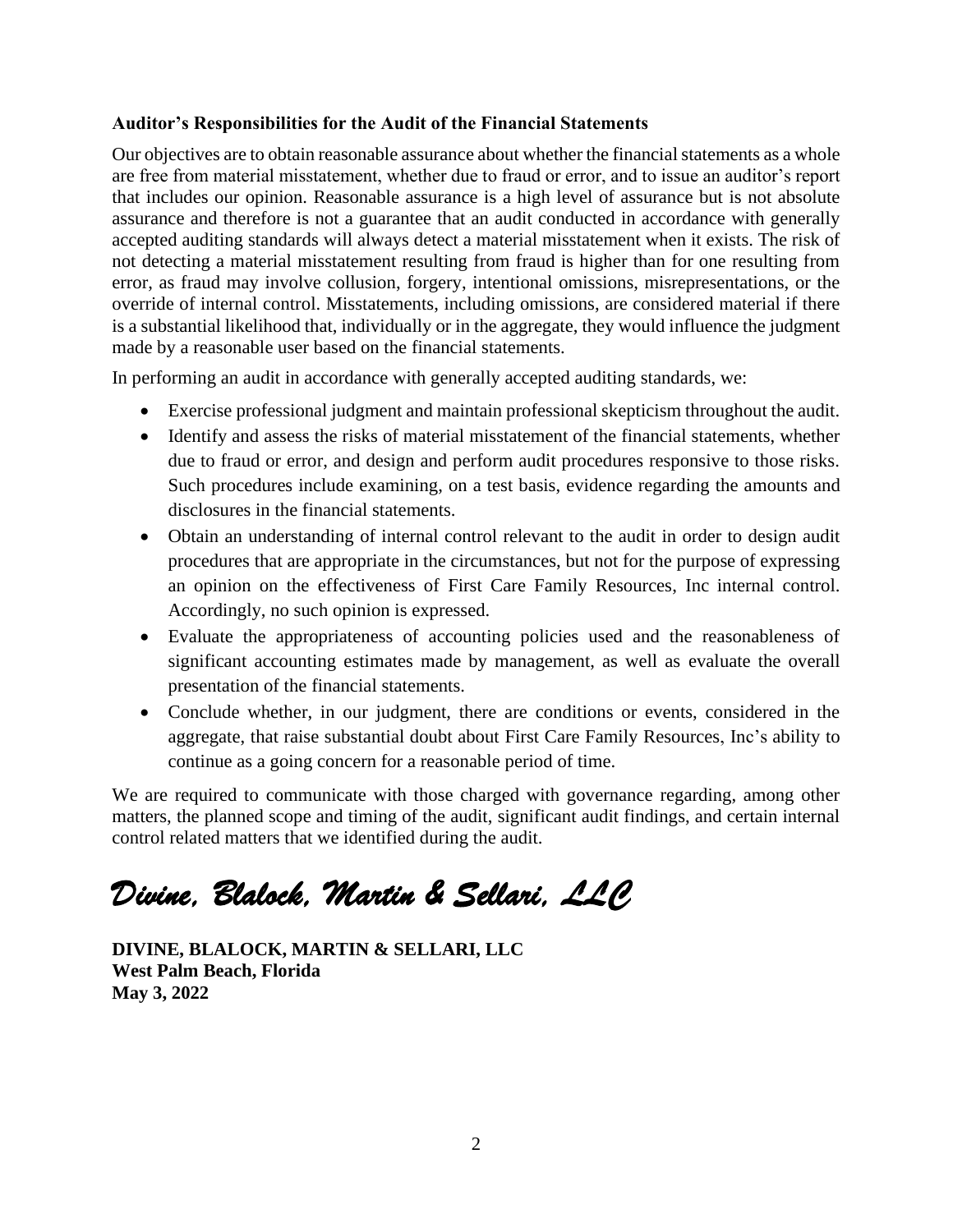**Auditor's Responsibilities for the Audit of the Financial Statements**

Our objectives are to obtain reasonable assurance about whether the financial statements as a whole are free from material misstatement, whether due to fraud or error, and to issue an auditor's report that includes our opinion. Reasonable assurance is a high level of assurance but is not absolute assurance and therefore is not a guarantee that an audit conducted in accordance with generally accepted auditing standards will always detect a material misstatement when it exists. The risk of not detecting a material misstatement resulting from fraud is higher than for one resulting from error, as fraud may involve collusion, forgery, intentional omissions, misrepresentations, or the override of internal control. Misstatements, including omissions, are considered material if there is a substantial likelihood that, individually or in the aggregate, they would influence the judgment made by a reasonable user based on the financial statements.

In performing an audit in accordance with generally accepted auditing standards, we:

- Exercise professional judgment and maintain professional skepticism throughout the audit.
- Identify and assess the risks of material misstatement of the financial statements, whether due to fraud or error, and design and perform audit procedures responsive to those risks. Such procedures include examining, on a test basis, evidence regarding the amounts and disclosures in the financial statements.
- Obtain an understanding of internal control relevant to the audit in order to design audit procedures that are appropriate in the circumstances, but not for the purpose of expressing an opinion on the effectiveness of First Care Family Resources, Inc internal control. Accordingly, no such opinion is expressed.
- Evaluate the appropriateness of accounting policies used and the reasonableness of significant accounting estimates made by management, as well as evaluate the overall presentation of the financial statements.
- Conclude whether, in our judgment, there are conditions or events, considered in the aggregate, that raise substantial doubt about First Care Family Resources, Inc's ability to continue as a going concern for a reasonable period of time.

We are required to communicate with those charged with governance regarding, among other matters, the planned scope and timing of the audit, significant audit findings, and certain internal control related matters that we identified during the audit.

*Divine, Blalock, Martin & Sellari, LLC*

**DIVINE, BLALOCK, MARTIN & SELLARI, LLC**
**West Palm Beach, Florida**
**May 3, 2022**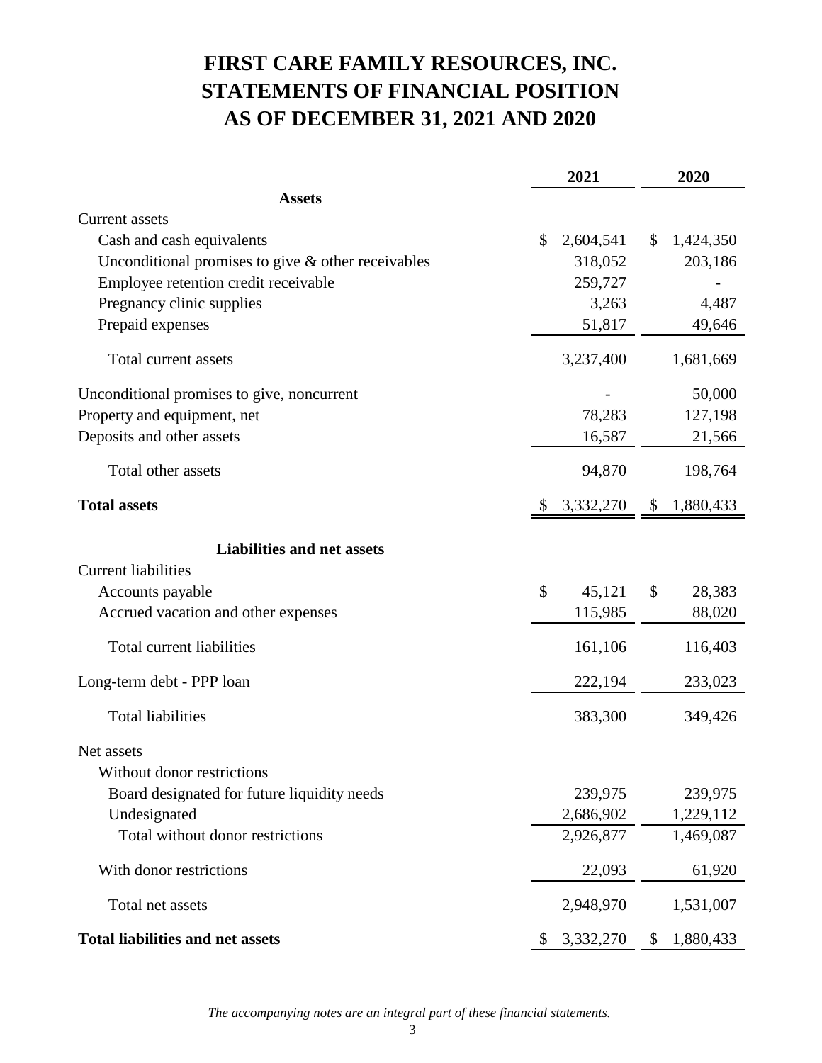# FIRST CARE FAMILY RESOURCES, INC.
# STATEMENTS OF FINANCIAL POSITION
# AS OF DECEMBER 31, 2021 AND 2020

| | 2021 | 2020 |
|---|---|---|
| **Assets** | | |
| Current assets | | |
| Cash and cash equivalents | $ 2,604,541 | $ 1,424,350 |
| Unconditional promises to give & other receivables | 318,052 | 203,186 |
| Employee retention credit receivable | 259,727 | - |
| Pregnancy clinic supplies | 3,263 | 4,487 |
| Prepaid expenses | 51,817 | 49,646 |
| Total current assets | 3,237,400 | 1,681,669 |
| Unconditional promises to give, noncurrent | - | 50,000 |
| Property and equipment, net | 78,283 | 127,198 |
| Deposits and other assets | 16,587 | 21,566 |
| Total other assets | 94,870 | 198,764 |
| **Total assets** | $ 3,332,270 | $ 1,880,433 |
| **Liabilities and net assets** | | |
| Current liabilities | | |
| Accounts payable | $ 45,121 | $ 28,383 |
| Accrued vacation and other expenses | 115,985 | 88,020 |
| Total current liabilities | 161,106 | 116,403 |
| Long-term debt - PPP loan | 222,194 | 233,023 |
| Total liabilities | 383,300 | 349,426 |
| Net assets | | |
| Without donor restrictions | | |
| Board designated for future liquidity needs | 239,975 | 239,975 |
| Undesignated | 2,686,902 | 1,229,112 |
| Total without donor restrictions | 2,926,877 | 1,469,087 |
| With donor restrictions | 22,093 | 61,920 |
| Total net assets | 2,948,970 | 1,531,007 |
| **Total liabilities and net assets** | $ 3,332,270 | $ 1,880,433 |

*The accompanying notes are an integral part of these financial statements.*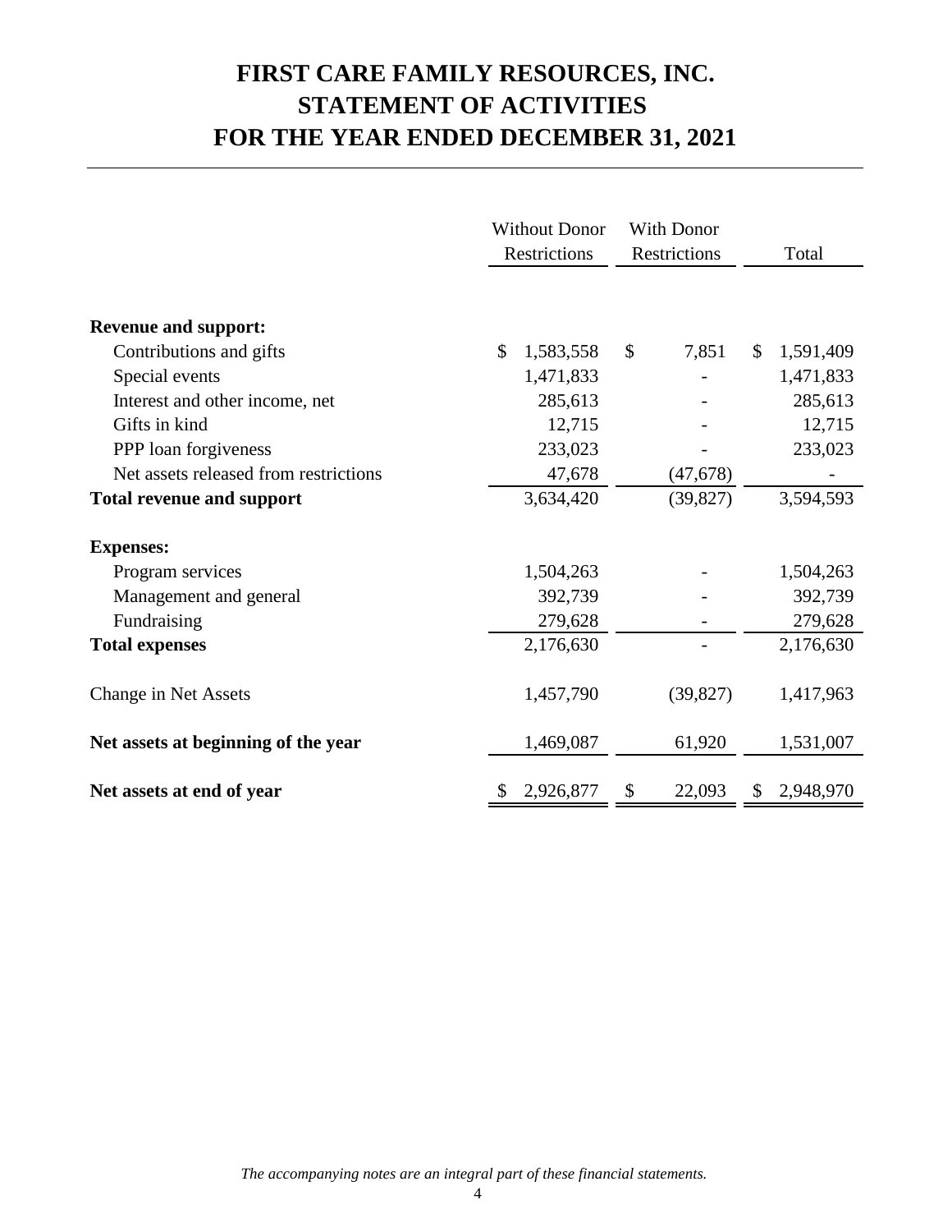# FIRST CARE FAMILY RESOURCES, INC.
# STATEMENT OF ACTIVITIES
# FOR THE YEAR ENDED DECEMBER 31, 2021

| | Without Donor Restrictions | With Donor Restrictions | Total |
|---|---|---|---|
| **Revenue and support:** | | | |
| Contributions and gifts | $ 1,583,558 | $ 7,851 | $ 1,591,409 |
| Special events | 1,471,833 | - | 1,471,833 |
| Interest and other income, net | 285,613 | - | 285,613 |
| Gifts in kind | 12,715 | - | 12,715 |
| PPP loan forgiveness | 233,023 | - | 233,023 |
| Net assets released from restrictions | 47,678 | (47,678) | - |
| **Total revenue and support** | 3,634,420 | (39,827) | 3,594,593 |
| **Expenses:** | | | |
| Program services | 1,504,263 | - | 1,504,263 |
| Management and general | 392,739 | - | 392,739 |
| Fundraising | 279,628 | - | 279,628 |
| **Total expenses** | 2,176,630 | - | 2,176,630 |
| Change in Net Assets | 1,457,790 | (39,827) | 1,417,963 |
| **Net assets at beginning of the year** | 1,469,087 | 61,920 | 1,531,007 |
| **Net assets at end of year** | $ 2,926,877 | $ 22,093 | $ 2,948,970 |

*The accompanying notes are an integral part of these financial statements.*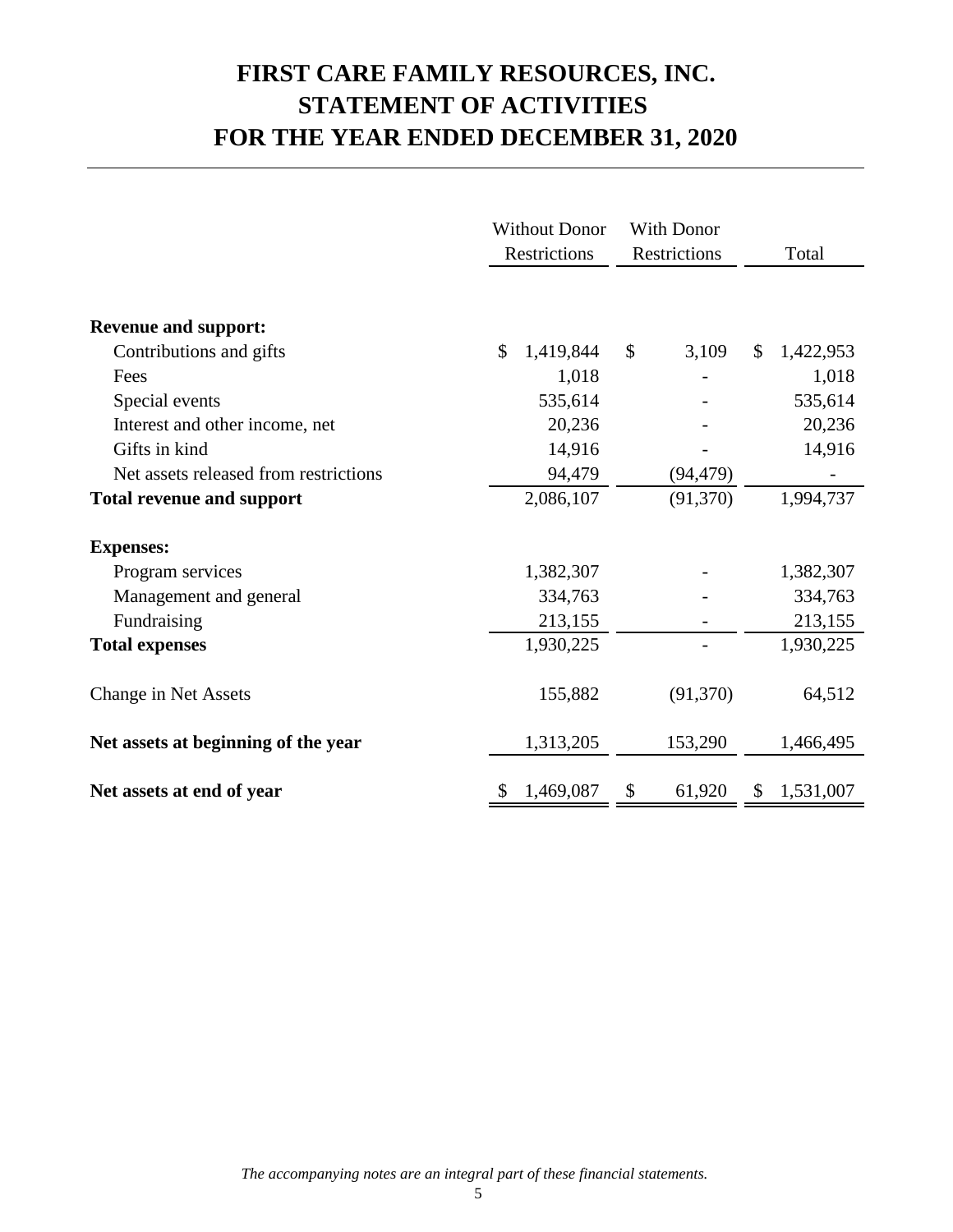# FIRST CARE FAMILY RESOURCES, INC.
# STATEMENT OF ACTIVITIES
# FOR THE YEAR ENDED DECEMBER 31, 2020

| | Without Donor Restrictions | With Donor Restrictions | Total |
|---|---|---|---|
| **Revenue and support:** | | | |
| Contributions and gifts | $ 1,419,844 | $ 3,109 | $ 1,422,953 |
| Fees | 1,018 | - | 1,018 |
| Special events | 535,614 | - | 535,614 |
| Interest and other income, net | 20,236 | - | 20,236 |
| Gifts in kind | 14,916 | - | 14,916 |
| Net assets released from restrictions | 94,479 | (94,479) | - |
| **Total revenue and support** | 2,086,107 | (91,370) | 1,994,737 |
| **Expenses:** | | | |
| Program services | 1,382,307 | - | 1,382,307 |
| Management and general | 334,763 | - | 334,763 |
| Fundraising | 213,155 | - | 213,155 |
| **Total expenses** | 1,930,225 | - | 1,930,225 |
| Change in Net Assets | 155,882 | (91,370) | 64,512 |
| **Net assets at beginning of the year** | 1,313,205 | 153,290 | 1,466,495 |
| **Net assets at end of year** | $ 1,469,087 | $ 61,920 | $ 1,531,007 |

*The accompanying notes are an integral part of these financial statements.*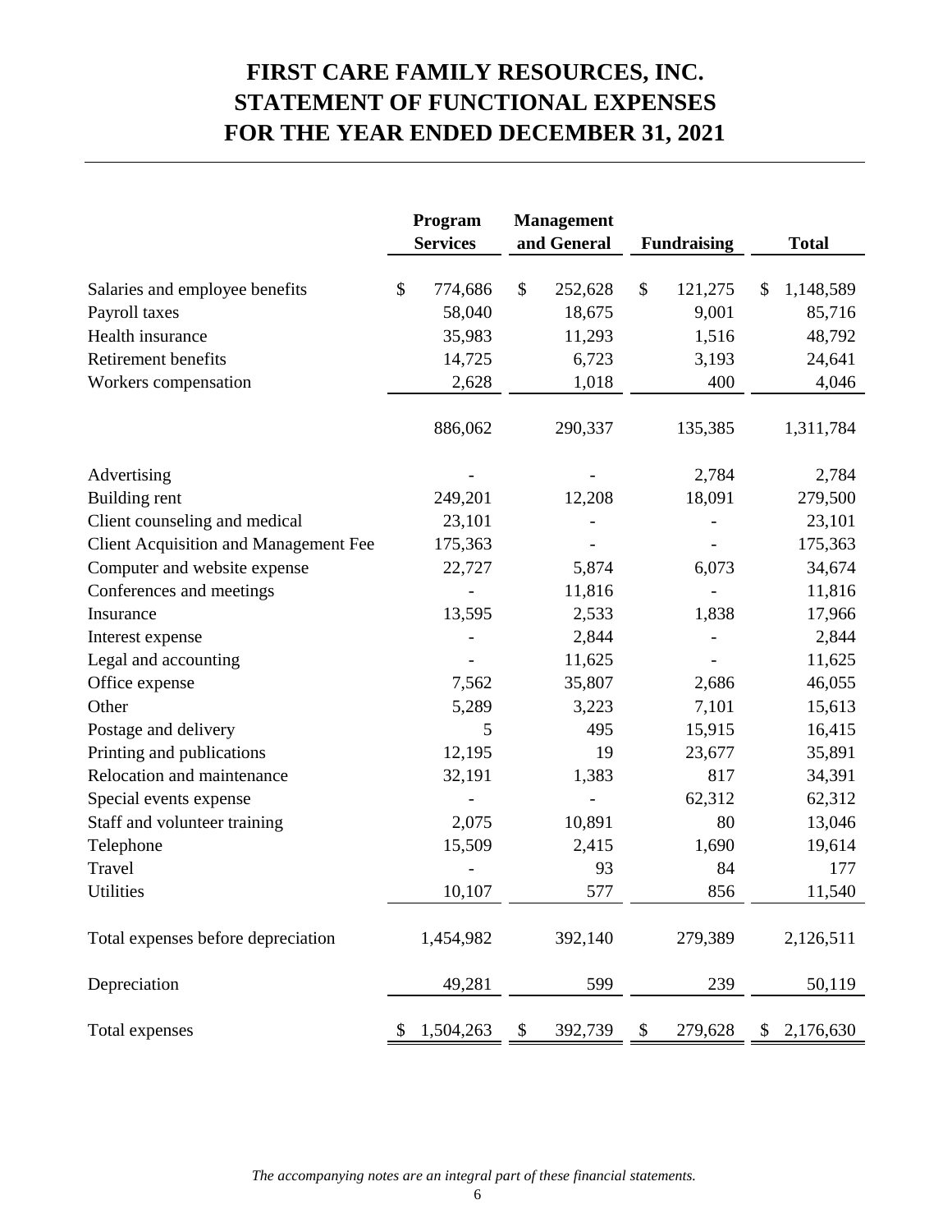# FIRST CARE FAMILY RESOURCES, INC.
# STATEMENT OF FUNCTIONAL EXPENSES
# FOR THE YEAR ENDED DECEMBER 31, 2021

| | Program Services | Management and General | Fundraising | Total |
|---|---|---|---|---|
| Salaries and employee benefits | $ 774,686 | $ 252,628 | $ 121,275 | $ 1,148,589 |
| Payroll taxes | 58,040 | 18,675 | 9,001 | 85,716 |
| Health insurance | 35,983 | 11,293 | 1,516 | 48,792 |
| Retirement benefits | 14,725 | 6,723 | 3,193 | 24,641 |
| Workers compensation | 2,628 | 1,018 | 400 | 4,046 |
| | 886,062 | 290,337 | 135,385 | 1,311,784 |
| Advertising | - | - | 2,784 | 2,784 |
| Building rent | 249,201 | 12,208 | 18,091 | 279,500 |
| Client counseling and medical | 23,101 | - | - | 23,101 |
| Client Acquisition and Management Fee | 175,363 | - | - | 175,363 |
| Computer and website expense | 22,727 | 5,874 | 6,073 | 34,674 |
| Conferences and meetings | - | 11,816 | - | 11,816 |
| Insurance | 13,595 | 2,533 | 1,838 | 17,966 |
| Interest expense | - | 2,844 | - | 2,844 |
| Legal and accounting | - | 11,625 | - | 11,625 |
| Office expense | 7,562 | 35,807 | 2,686 | 46,055 |
| Other | 5,289 | 3,223 | 7,101 | 15,613 |
| Postage and delivery | 5 | 495 | 15,915 | 16,415 |
| Printing and publications | 12,195 | 19 | 23,677 | 35,891 |
| Relocation and maintenance | 32,191 | 1,383 | 817 | 34,391 |
| Special events expense | - | - | 62,312 | 62,312 |
| Staff and volunteer training | 2,075 | 10,891 | 80 | 13,046 |
| Telephone | 15,509 | 2,415 | 1,690 | 19,614 |
| Travel | - | 93 | 84 | 177 |
| Utilities | 10,107 | 577 | 856 | 11,540 |
| Total expenses before depreciation | 1,454,982 | 392,140 | 279,389 | 2,126,511 |
| Depreciation | 49,281 | 599 | 239 | 50,119 |
| Total expenses | $ 1,504,263 | $ 392,739 | $ 279,628 | $ 2,176,630 |

*The accompanying notes are an integral part of these financial statements.*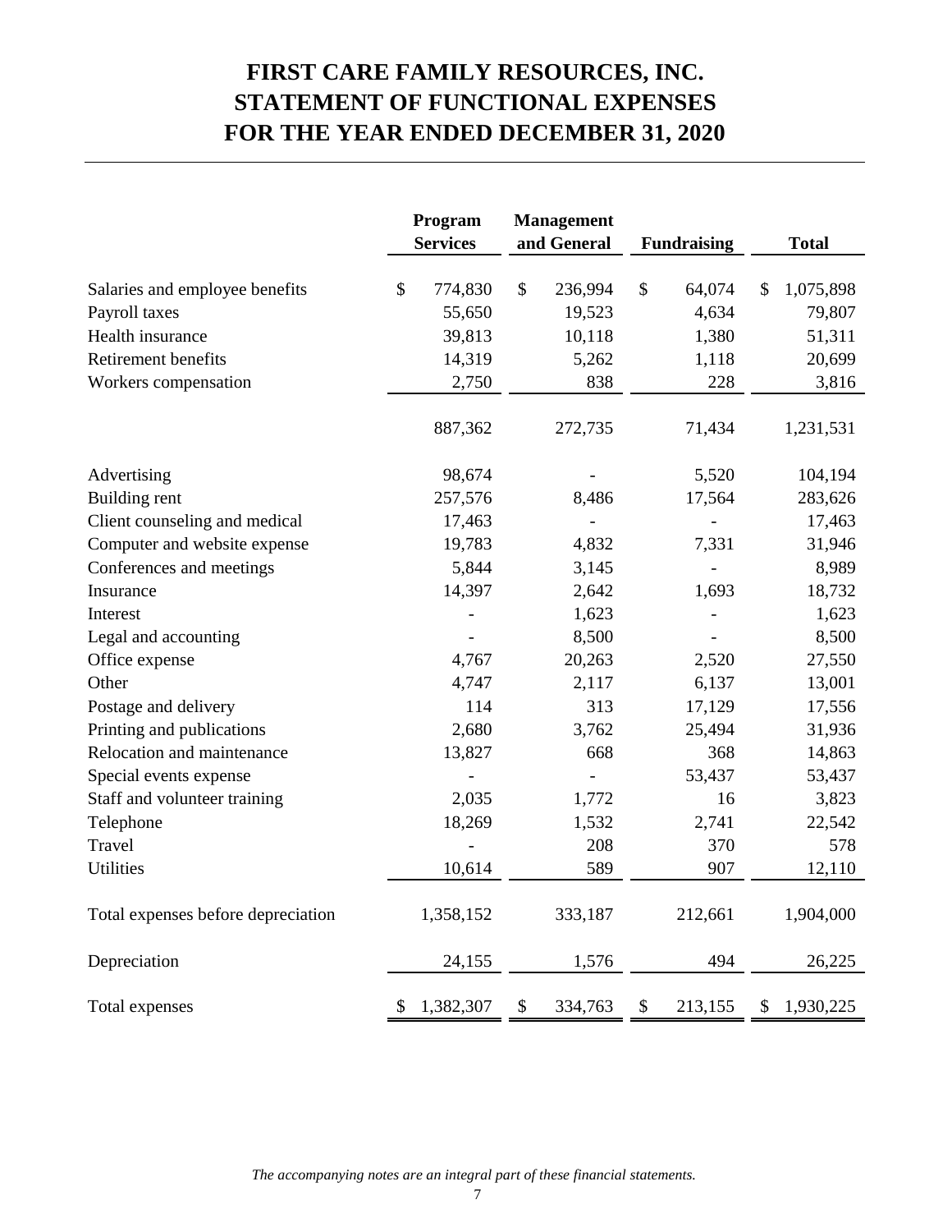# FIRST CARE FAMILY RESOURCES, INC.
# STATEMENT OF FUNCTIONAL EXPENSES
# FOR THE YEAR ENDED DECEMBER 31, 2020

| | Program Services | Management and General | Fundraising | Total |
|---|---|---|---|---|
| Salaries and employee benefits | $ 774,830 | $ 236,994 | $ 64,074 | $ 1,075,898 |
| Payroll taxes | 55,650 | 19,523 | 4,634 | 79,807 |
| Health insurance | 39,813 | 10,118 | 1,380 | 51,311 |
| Retirement benefits | 14,319 | 5,262 | 1,118 | 20,699 |
| Workers compensation | 2,750 | 838 | 228 | 3,816 |
| | 887,362 | 272,735 | 71,434 | 1,231,531 |
| Advertising | 98,674 | - | 5,520 | 104,194 |
| Building rent | 257,576 | 8,486 | 17,564 | 283,626 |
| Client counseling and medical | 17,463 | - | - | 17,463 |
| Computer and website expense | 19,783 | 4,832 | 7,331 | 31,946 |
| Conferences and meetings | 5,844 | 3,145 | - | 8,989 |
| Insurance | 14,397 | 2,642 | 1,693 | 18,732 |
| Interest | - | 1,623 | - | 1,623 |
| Legal and accounting | - | 8,500 | - | 8,500 |
| Office expense | 4,767 | 20,263 | 2,520 | 27,550 |
| Other | 4,747 | 2,117 | 6,137 | 13,001 |
| Postage and delivery | 114 | 313 | 17,129 | 17,556 |
| Printing and publications | 2,680 | 3,762 | 25,494 | 31,936 |
| Relocation and maintenance | 13,827 | 668 | 368 | 14,863 |
| Special events expense | - | - | 53,437 | 53,437 |
| Staff and volunteer training | 2,035 | 1,772 | 16 | 3,823 |
| Telephone | 18,269 | 1,532 | 2,741 | 22,542 |
| Travel | - | 208 | 370 | 578 |
| Utilities | 10,614 | 589 | 907 | 12,110 |
| Total expenses before depreciation | 1,358,152 | 333,187 | 212,661 | 1,904,000 |
| Depreciation | 24,155 | 1,576 | 494 | 26,225 |
| Total expenses | $ 1,382,307 | $ 334,763 | $ 213,155 | $ 1,930,225 |

*The accompanying notes are an integral part of these financial statements.*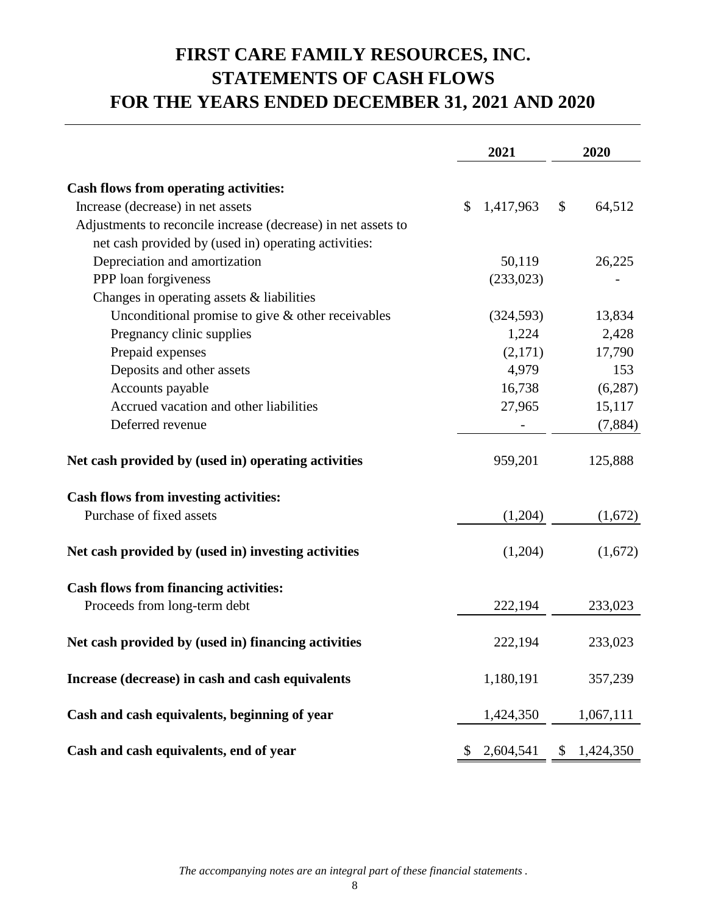# FIRST CARE FAMILY RESOURCES, INC.
# STATEMENTS OF CASH FLOWS
# FOR THE YEARS ENDED DECEMBER 31, 2021 AND 2020

| | 2021 | 2020 |
|---|---|---|
| **Cash flows from operating activities:** | | |
| Increase (decrease) in net assets | $ 1,417,963 | $ 64,512 |
| Adjustments to reconcile increase (decrease) in net assets to net cash provided by (used in) operating activities: | | |
| Depreciation and amortization | 50,119 | 26,225 |
| PPP loan forgiveness | (233,023) | - |
| Changes in operating assets & liabilities | | |
| Unconditional promise to give & other receivables | (324,593) | 13,834 |
| Pregnancy clinic supplies | 1,224 | 2,428 |
| Prepaid expenses | (2,171) | 17,790 |
| Deposits and other assets | 4,979 | 153 |
| Accounts payable | 16,738 | (6,287) |
| Accrued vacation and other liabilities | 27,965 | 15,117 |
| Deferred revenue | - | (7,884) |
| **Net cash provided by (used in) operating activities** | 959,201 | 125,888 |
| **Cash flows from investing activities:** | | |
| Purchase of fixed assets | (1,204) | (1,672) |
| **Net cash provided by (used in) investing activities** | (1,204) | (1,672) |
| **Cash flows from financing activities:** | | |
| Proceeds from long-term debt | 222,194 | 233,023 |
| **Net cash provided by (used in) financing activities** | 222,194 | 233,023 |
| **Increase (decrease) in cash and cash equivalents** | 1,180,191 | 357,239 |
| **Cash and cash equivalents, beginning of year** | 1,424,350 | 1,067,111 |
| **Cash and cash equivalents, end of year** | $ 2,604,541 | $ 1,424,350 |

*The accompanying notes are an integral part of these financial statements .*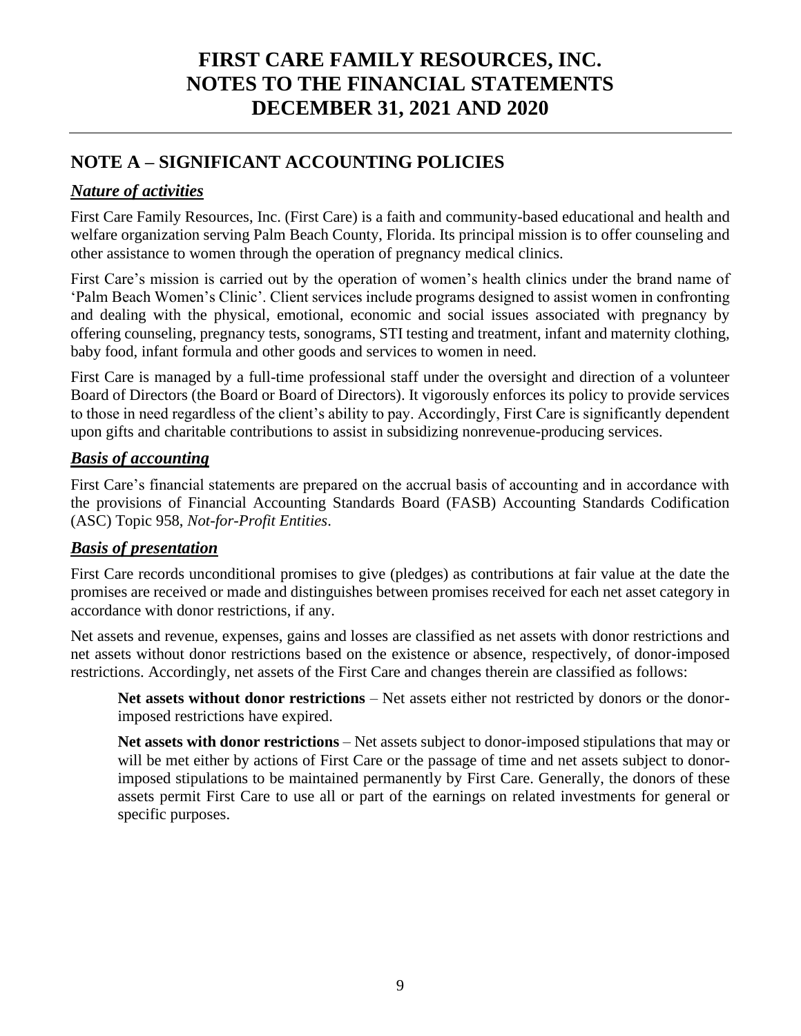# FIRST CARE FAMILY RESOURCES, INC.
# NOTES TO THE FINANCIAL STATEMENTS
# DECEMBER 31, 2021 AND 2020

## NOTE A – SIGNIFICANT ACCOUNTING POLICIES

### ***Nature of activities***

First Care Family Resources, Inc. (First Care) is a faith and community-based educational and health and welfare organization serving Palm Beach County, Florida. Its principal mission is to offer counseling and other assistance to women through the operation of pregnancy medical clinics.

First Care's mission is carried out by the operation of women's health clinics under the brand name of 'Palm Beach Women's Clinic'. Client services include programs designed to assist women in confronting and dealing with the physical, emotional, economic and social issues associated with pregnancy by offering counseling, pregnancy tests, sonograms, STI testing and treatment, infant and maternity clothing, baby food, infant formula and other goods and services to women in need.

First Care is managed by a full-time professional staff under the oversight and direction of a volunteer Board of Directors (the Board or Board of Directors). It vigorously enforces its policy to provide services to those in need regardless of the client's ability to pay. Accordingly, First Care is significantly dependent upon gifts and charitable contributions to assist in subsidizing nonrevenue-producing services.

### ***Basis of accounting***

First Care's financial statements are prepared on the accrual basis of accounting and in accordance with the provisions of Financial Accounting Standards Board (FASB) Accounting Standards Codification (ASC) Topic 958, *Not-for-Profit Entities*.

### ***Basis of presentation***

First Care records unconditional promises to give (pledges) as contributions at fair value at the date the promises are received or made and distinguishes between promises received for each net asset category in accordance with donor restrictions, if any.

Net assets and revenue, expenses, gains and losses are classified as net assets with donor restrictions and net assets without donor restrictions based on the existence or absence, respectively, of donor-imposed restrictions. Accordingly, net assets of the First Care and changes therein are classified as follows:

**Net assets without donor restrictions** – Net assets either not restricted by donors or the donor-imposed restrictions have expired.

**Net assets with donor restrictions** – Net assets subject to donor-imposed stipulations that may or will be met either by actions of First Care or the passage of time and net assets subject to donor-imposed stipulations to be maintained permanently by First Care. Generally, the donors of these assets permit First Care to use all or part of the earnings on related investments for general or specific purposes.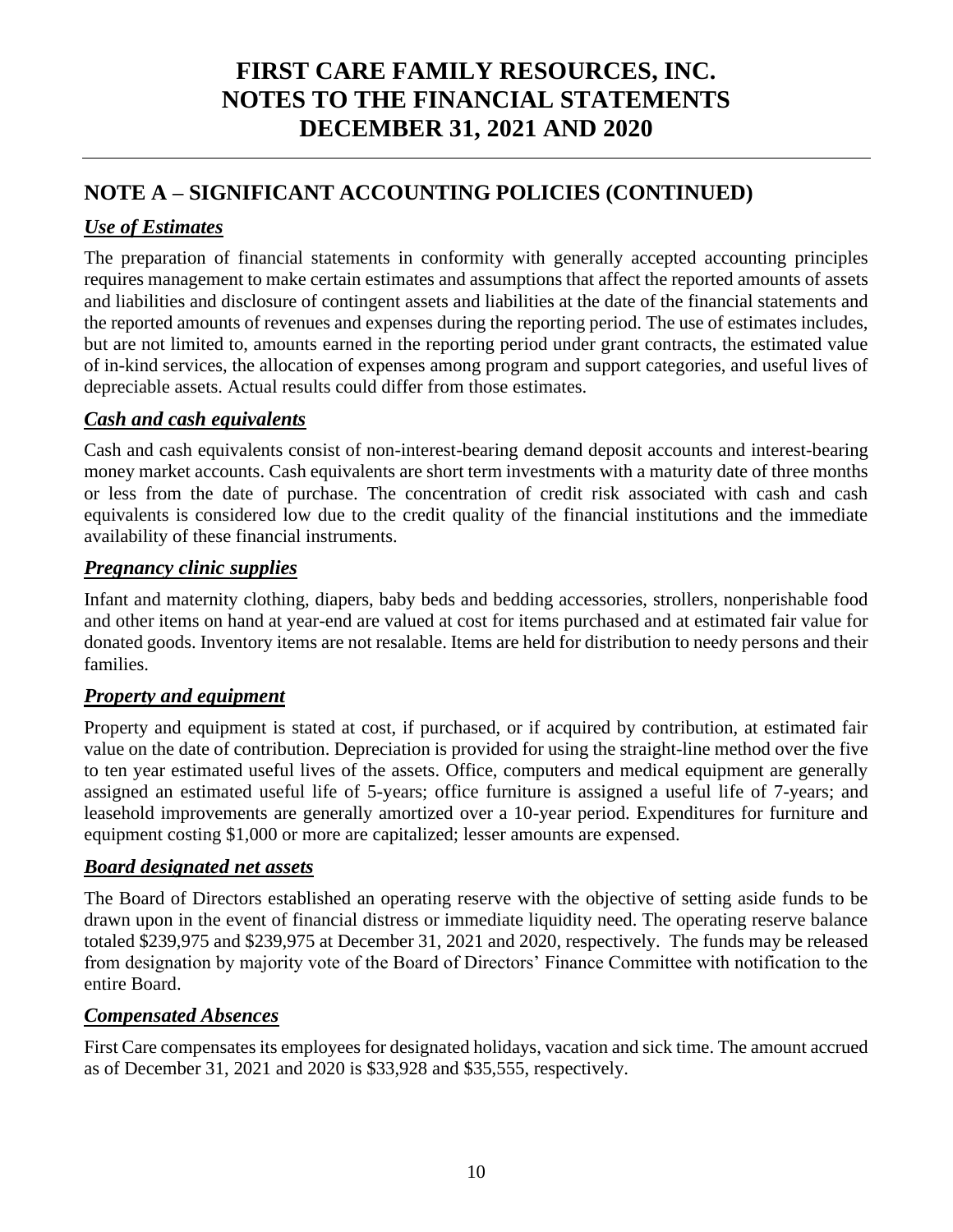# FIRST CARE FAMILY RESOURCES, INC.
# NOTES TO THE FINANCIAL STATEMENTS
# DECEMBER 31, 2021 AND 2020

## NOTE A – SIGNIFICANT ACCOUNTING POLICIES (CONTINUED)

### *Use of Estimates*

The preparation of financial statements in conformity with generally accepted accounting principles requires management to make certain estimates and assumptions that affect the reported amounts of assets and liabilities and disclosure of contingent assets and liabilities at the date of the financial statements and the reported amounts of revenues and expenses during the reporting period. The use of estimates includes, but are not limited to, amounts earned in the reporting period under grant contracts, the estimated value of in-kind services, the allocation of expenses among program and support categories, and useful lives of depreciable assets. Actual results could differ from those estimates.

### *Cash and cash equivalents*

Cash and cash equivalents consist of non-interest-bearing demand deposit accounts and interest-bearing money market accounts. Cash equivalents are short term investments with a maturity date of three months or less from the date of purchase. The concentration of credit risk associated with cash and cash equivalents is considered low due to the credit quality of the financial institutions and the immediate availability of these financial instruments.

### *Pregnancy clinic supplies*

Infant and maternity clothing, diapers, baby beds and bedding accessories, strollers, nonperishable food and other items on hand at year-end are valued at cost for items purchased and at estimated fair value for donated goods. Inventory items are not resalable. Items are held for distribution to needy persons and their families.

### *Property and equipment*

Property and equipment is stated at cost, if purchased, or if acquired by contribution, at estimated fair value on the date of contribution. Depreciation is provided for using the straight-line method over the five to ten year estimated useful lives of the assets. Office, computers and medical equipment are generally assigned an estimated useful life of 5-years; office furniture is assigned a useful life of 7-years; and leasehold improvements are generally amortized over a 10-year period. Expenditures for furniture and equipment costing $1,000 or more are capitalized; lesser amounts are expensed.

### *Board designated net assets*

The Board of Directors established an operating reserve with the objective of setting aside funds to be drawn upon in the event of financial distress or immediate liquidity need. The operating reserve balance totaled $239,975 and $239,975 at December 31, 2021 and 2020, respectively. The funds may be released from designation by majority vote of the Board of Directors' Finance Committee with notification to the entire Board.

### *Compensated Absences*

First Care compensates its employees for designated holidays, vacation and sick time. The amount accrued as of December 31, 2021 and 2020 is $33,928 and $35,555, respectively.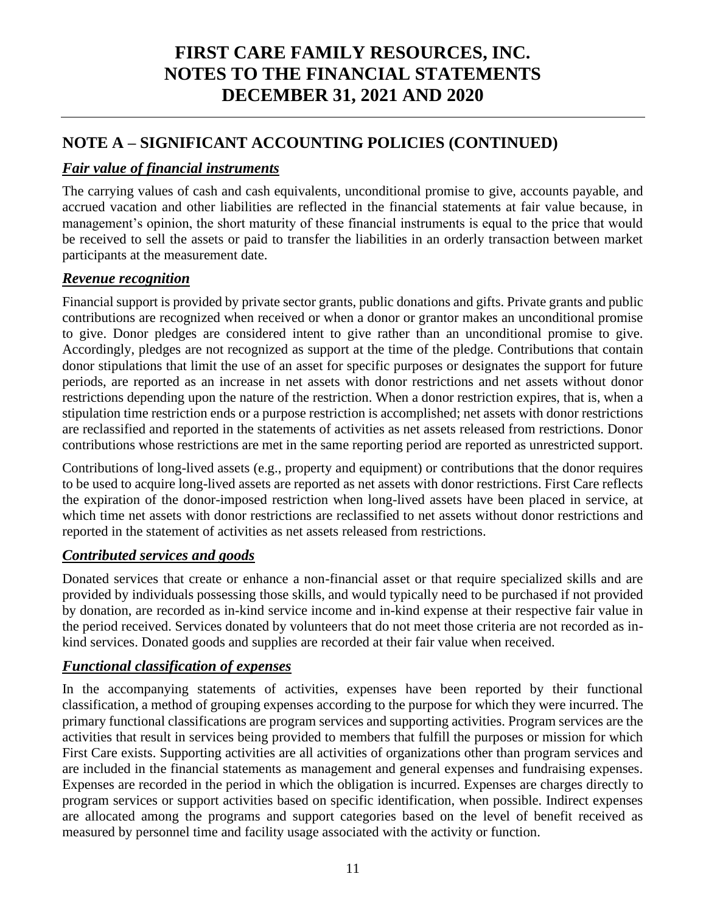# FIRST CARE FAMILY RESOURCES, INC.
# NOTES TO THE FINANCIAL STATEMENTS
# DECEMBER 31, 2021 AND 2020

## NOTE A – SIGNIFICANT ACCOUNTING POLICIES (CONTINUED)

### ***Fair value of financial instruments***

The carrying values of cash and cash equivalents, unconditional promise to give, accounts payable, and accrued vacation and other liabilities are reflected in the financial statements at fair value because, in management's opinion, the short maturity of these financial instruments is equal to the price that would be received to sell the assets or paid to transfer the liabilities in an orderly transaction between market participants at the measurement date.

### ***Revenue recognition***

Financial support is provided by private sector grants, public donations and gifts. Private grants and public contributions are recognized when received or when a donor or grantor makes an unconditional promise to give. Donor pledges are considered intent to give rather than an unconditional promise to give. Accordingly, pledges are not recognized as support at the time of the pledge. Contributions that contain donor stipulations that limit the use of an asset for specific purposes or designates the support for future periods, are reported as an increase in net assets with donor restrictions and net assets without donor restrictions depending upon the nature of the restriction. When a donor restriction expires, that is, when a stipulation time restriction ends or a purpose restriction is accomplished; net assets with donor restrictions are reclassified and reported in the statements of activities as net assets released from restrictions. Donor contributions whose restrictions are met in the same reporting period are reported as unrestricted support.

Contributions of long-lived assets (e.g., property and equipment) or contributions that the donor requires to be used to acquire long-lived assets are reported as net assets with donor restrictions. First Care reflects the expiration of the donor-imposed restriction when long-lived assets have been placed in service, at which time net assets with donor restrictions are reclassified to net assets without donor restrictions and reported in the statement of activities as net assets released from restrictions.

### ***Contributed services and goods***

Donated services that create or enhance a non-financial asset or that require specialized skills and are provided by individuals possessing those skills, and would typically need to be purchased if not provided by donation, are recorded as in-kind service income and in-kind expense at their respective fair value in the period received. Services donated by volunteers that do not meet those criteria are not recorded as in-kind services. Donated goods and supplies are recorded at their fair value when received.

### ***Functional classification of expenses***

In the accompanying statements of activities, expenses have been reported by their functional classification, a method of grouping expenses according to the purpose for which they were incurred. The primary functional classifications are program services and supporting activities. Program services are the activities that result in services being provided to members that fulfill the purposes or mission for which First Care exists. Supporting activities are all activities of organizations other than program services and are included in the financial statements as management and general expenses and fundraising expenses. Expenses are recorded in the period in which the obligation is incurred. Expenses are charges directly to program services or support activities based on specific identification, when possible. Indirect expenses are allocated among the programs and support categories based on the level of benefit received as measured by personnel time and facility usage associated with the activity or function.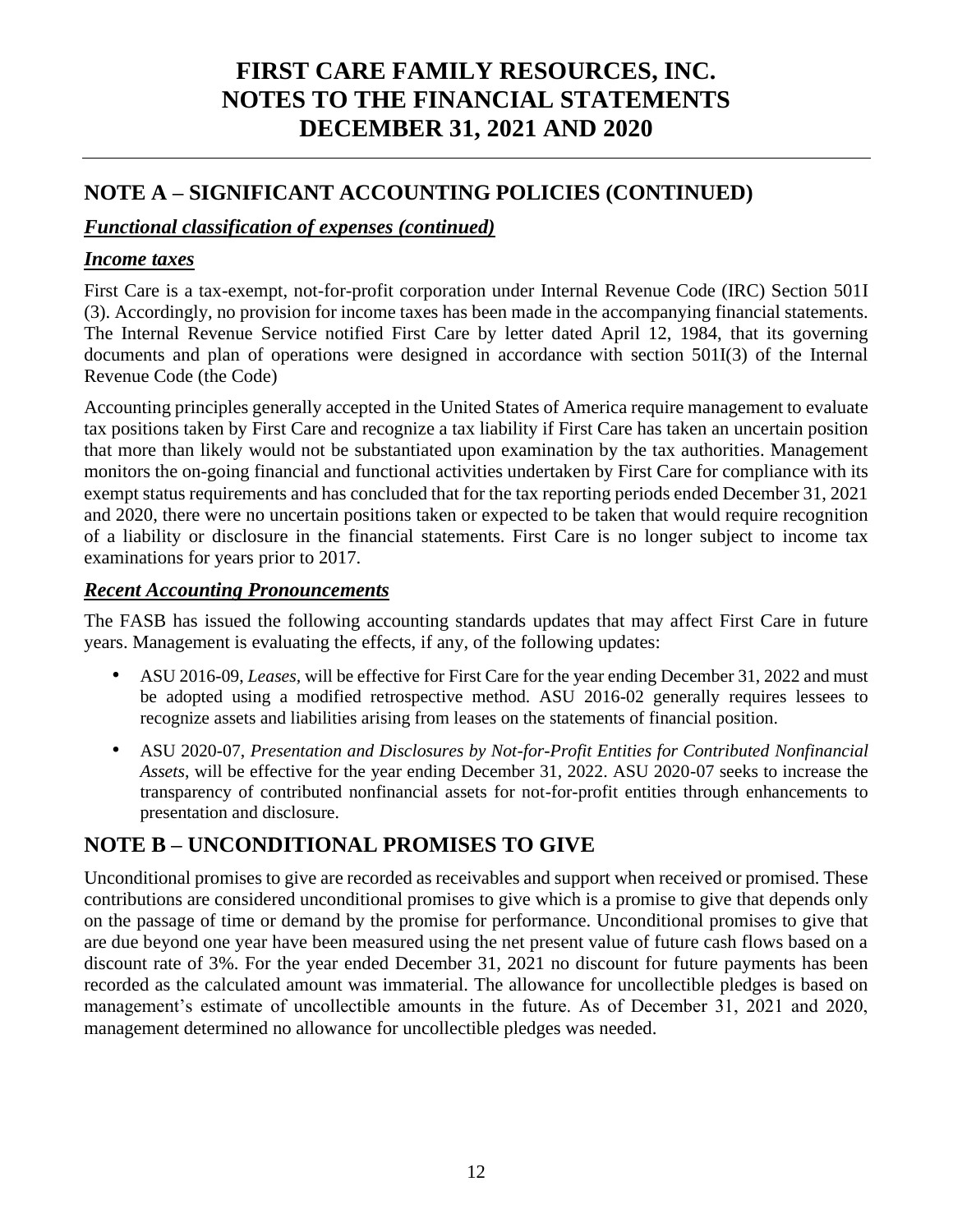# FIRST CARE FAMILY RESOURCES, INC.
# NOTES TO THE FINANCIAL STATEMENTS
# DECEMBER 31, 2021 AND 2020

## NOTE A – SIGNIFICANT ACCOUNTING POLICIES (CONTINUED)

### *Functional classification of expenses (continued)*

### *Income taxes*

First Care is a tax-exempt, not-for-profit corporation under Internal Revenue Code (IRC) Section 501I (3). Accordingly, no provision for income taxes has been made in the accompanying financial statements. The Internal Revenue Service notified First Care by letter dated April 12, 1984, that its governing documents and plan of operations were designed in accordance with section 501I(3) of the Internal Revenue Code (the Code)

Accounting principles generally accepted in the United States of America require management to evaluate tax positions taken by First Care and recognize a tax liability if First Care has taken an uncertain position that more than likely would not be substantiated upon examination by the tax authorities. Management monitors the on-going financial and functional activities undertaken by First Care for compliance with its exempt status requirements and has concluded that for the tax reporting periods ended December 31, 2021 and 2020, there were no uncertain positions taken or expected to be taken that would require recognition of a liability or disclosure in the financial statements. First Care is no longer subject to income tax examinations for years prior to 2017.

### *Recent Accounting Pronouncements*

The FASB has issued the following accounting standards updates that may affect First Care in future years. Management is evaluating the effects, if any, of the following updates:

- ASU 2016-09, *Leases,* will be effective for First Care for the year ending December 31, 2022 and must be adopted using a modified retrospective method. ASU 2016-02 generally requires lessees to recognize assets and liabilities arising from leases on the statements of financial position.
- ASU 2020-07, *Presentation and Disclosures by Not-for-Profit Entities for Contributed Nonfinancial Assets*, will be effective for the year ending December 31, 2022. ASU 2020-07 seeks to increase the transparency of contributed nonfinancial assets for not-for-profit entities through enhancements to presentation and disclosure.

## NOTE B – UNCONDITIONAL PROMISES TO GIVE

Unconditional promises to give are recorded as receivables and support when received or promised. These contributions are considered unconditional promises to give which is a promise to give that depends only on the passage of time or demand by the promise for performance. Unconditional promises to give that are due beyond one year have been measured using the net present value of future cash flows based on a discount rate of 3%. For the year ended December 31, 2021 no discount for future payments has been recorded as the calculated amount was immaterial. The allowance for uncollectible pledges is based on management's estimate of uncollectible amounts in the future. As of December 31, 2021 and 2020, management determined no allowance for uncollectible pledges was needed.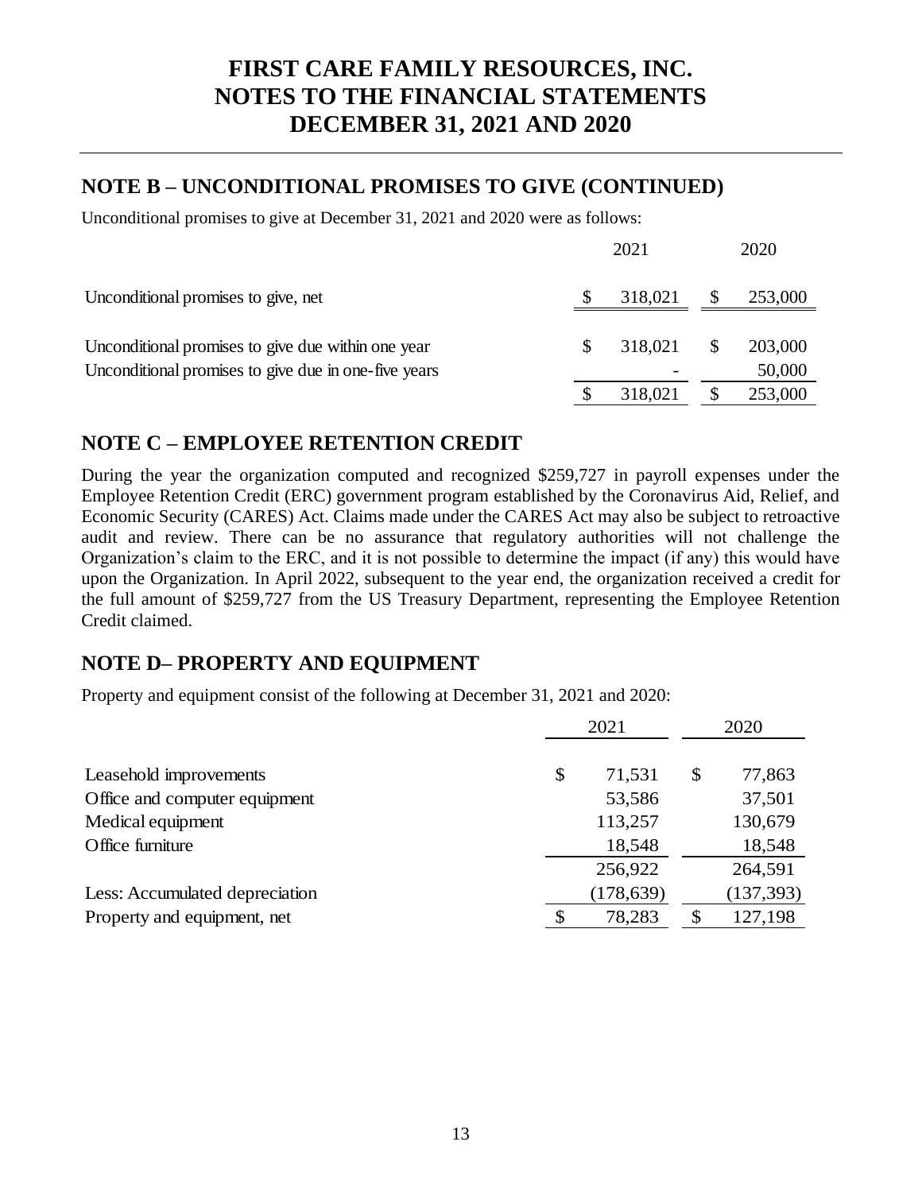# FIRST CARE FAMILY RESOURCES, INC.
# NOTES TO THE FINANCIAL STATEMENTS
# DECEMBER 31, 2021 AND 2020

## NOTE B – UNCONDITIONAL PROMISES TO GIVE (CONTINUED)

Unconditional promises to give at December 31, 2021 and 2020 were as follows:

| | 2021 | 2020 |
|---|---|---|
| Unconditional promises to give, net | $ 318,021 | $ 253,000 |
| Unconditional promises to give due within one year | $ 318,021 | $ 203,000 |
| Unconditional promises to give due in one-five years | - | 50,000 |
| | $ 318,021 | $ 253,000 |

## NOTE C – EMPLOYEE RETENTION CREDIT

During the year the organization computed and recognized $259,727 in payroll expenses under the Employee Retention Credit (ERC) government program established by the Coronavirus Aid, Relief, and Economic Security (CARES) Act. Claims made under the CARES Act may also be subject to retroactive audit and review. There can be no assurance that regulatory authorities will not challenge the Organization's claim to the ERC, and it is not possible to determine the impact (if any) this would have upon the Organization. In April 2022, subsequent to the year end, the organization received a credit for the full amount of $259,727 from the US Treasury Department, representing the Employee Retention Credit claimed.

## NOTE D– PROPERTY AND EQUIPMENT

Property and equipment consist of the following at December 31, 2021 and 2020:

| | 2021 | 2020 |
|---|---|---|
| Leasehold improvements | $ 71,531 | $ 77,863 |
| Office and computer equipment | 53,586 | 37,501 |
| Medical equipment | 113,257 | 130,679 |
| Office furniture | 18,548 | 18,548 |
| | 256,922 | 264,591 |
| Less: Accumulated depreciation | (178,639) | (137,393) |
| Property and equipment, net | $ 78,283 | $ 127,198 |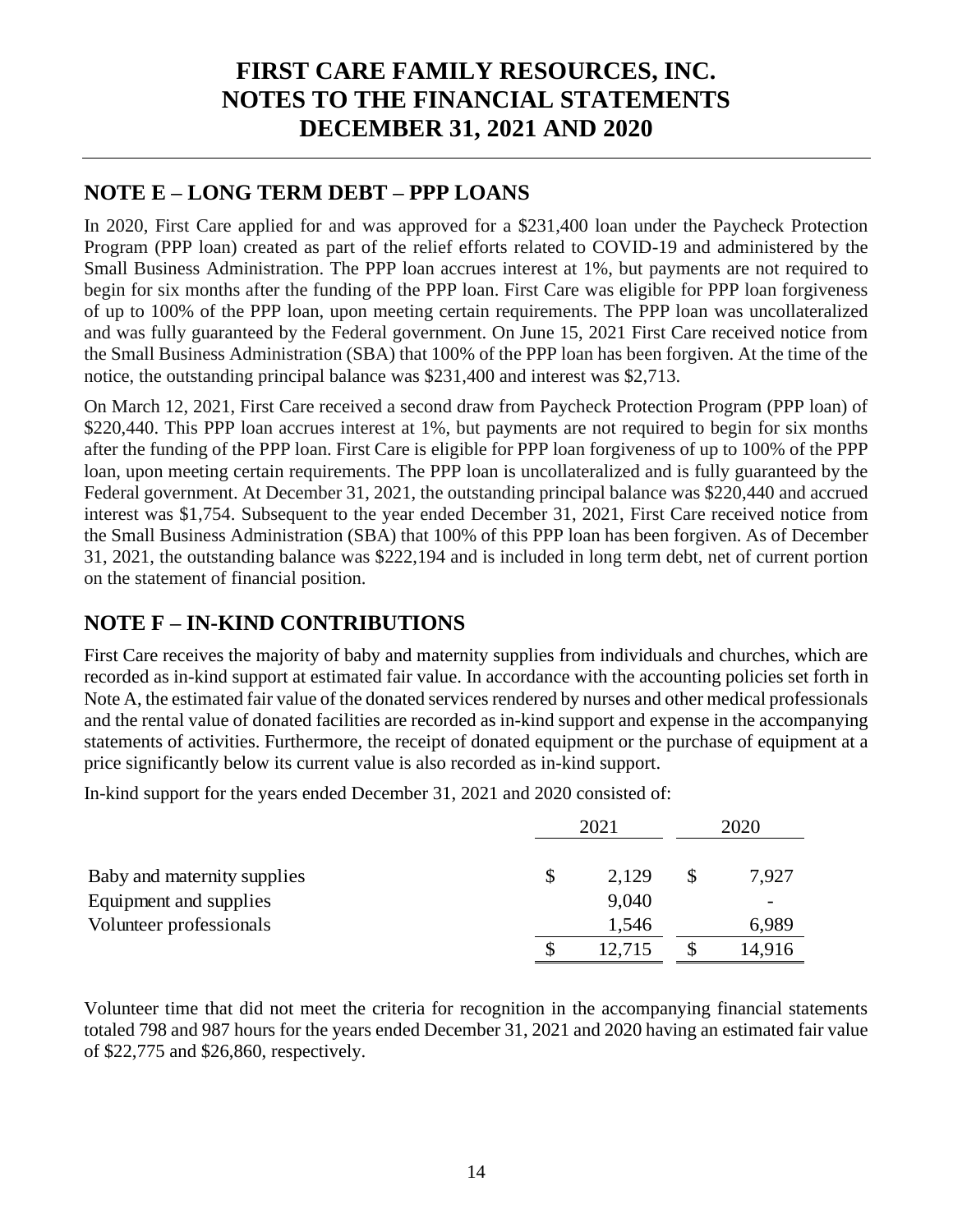# FIRST CARE FAMILY RESOURCES, INC.
# NOTES TO THE FINANCIAL STATEMENTS
# DECEMBER 31, 2021 AND 2020

## NOTE E – LONG TERM DEBT – PPP LOANS

In 2020, First Care applied for and was approved for a $231,400 loan under the Paycheck Protection Program (PPP loan) created as part of the relief efforts related to COVID-19 and administered by the Small Business Administration. The PPP loan accrues interest at 1%, but payments are not required to begin for six months after the funding of the PPP loan. First Care was eligible for PPP loan forgiveness of up to 100% of the PPP loan, upon meeting certain requirements. The PPP loan was uncollateralized and was fully guaranteed by the Federal government. On June 15, 2021 First Care received notice from the Small Business Administration (SBA) that 100% of the PPP loan has been forgiven. At the time of the notice, the outstanding principal balance was $231,400 and interest was $2,713.

On March 12, 2021, First Care received a second draw from Paycheck Protection Program (PPP loan) of $220,440. This PPP loan accrues interest at 1%, but payments are not required to begin for six months after the funding of the PPP loan. First Care is eligible for PPP loan forgiveness of up to 100% of the PPP loan, upon meeting certain requirements. The PPP loan is uncollateralized and is fully guaranteed by the Federal government. At December 31, 2021, the outstanding principal balance was $220,440 and accrued interest was $1,754. Subsequent to the year ended December 31, 2021, First Care received notice from the Small Business Administration (SBA) that 100% of this PPP loan has been forgiven. As of December 31, 2021, the outstanding balance was $222,194 and is included in long term debt, net of current portion on the statement of financial position.

## NOTE F – IN-KIND CONTRIBUTIONS

First Care receives the majority of baby and maternity supplies from individuals and churches, which are recorded as in-kind support at estimated fair value. In accordance with the accounting policies set forth in Note A, the estimated fair value of the donated services rendered by nurses and other medical professionals and the rental value of donated facilities are recorded as in-kind support and expense in the accompanying statements of activities. Furthermore, the receipt of donated equipment or the purchase of equipment at a price significantly below its current value is also recorded as in-kind support.

In-kind support for the years ended December 31, 2021 and 2020 consisted of:

| | 2021 | 2020 |
|---|---|---|
| Baby and maternity supplies | $ 2,129 | $ 7,927 |
| Equipment and supplies | 9,040 | - |
| Volunteer professionals | 1,546 | 6,989 |
| | $ 12,715 | $ 14,916 |

Volunteer time that did not meet the criteria for recognition in the accompanying financial statements totaled 798 and 987 hours for the years ended December 31, 2021 and 2020 having an estimated fair value of $22,775 and $26,860, respectively.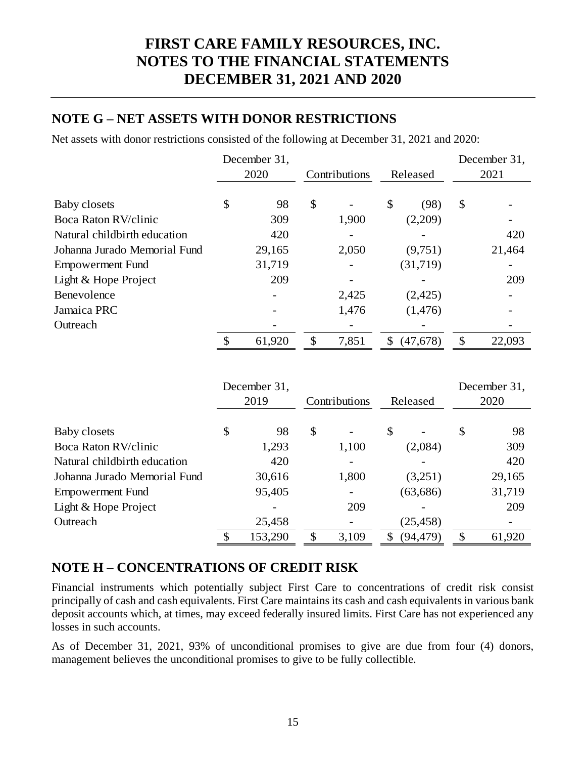# FIRST CARE FAMILY RESOURCES, INC.
# NOTES TO THE FINANCIAL STATEMENTS
# DECEMBER 31, 2021 AND 2020

## NOTE G – NET ASSETS WITH DONOR RESTRICTIONS

Net assets with donor restrictions consisted of the following at December 31, 2021 and 2020:

| | December 31, 2020 | Contributions | Released | December 31, 2021 |
|---|---|---|---|---|
| Baby closets | $ 98 | $ - | $ (98) | $ - |
| Boca Raton RV/clinic | 309 | 1,900 | (2,209) | - |
| Natural childbirth education | 420 | - | - | 420 |
| Johanna Jurado Memorial Fund | 29,165 | 2,050 | (9,751) | 21,464 |
| Empowerment Fund | 31,719 | - | (31,719) | - |
| Light & Hope Project | 209 | - | - | 209 |
| Benevolence | - | 2,425 | (2,425) | - |
| Jamaica PRC | - | 1,476 | (1,476) | - |
| Outreach | - | - | - | - |
| | $ 61,920 | $ 7,851 | $ (47,678) | $ 22,093 |

| | December 31, 2019 | Contributions | Released | December 31, 2020 |
|---|---|---|---|---|
| Baby closets | $ 98 | $ - | $ - | $ 98 |
| Boca Raton RV/clinic | 1,293 | 1,100 | (2,084) | 309 |
| Natural childbirth education | 420 | - | - | 420 |
| Johanna Jurado Memorial Fund | 30,616 | 1,800 | (3,251) | 29,165 |
| Empowerment Fund | 95,405 | - | (63,686) | 31,719 |
| Light & Hope Project | - | 209 | - | 209 |
| Outreach | 25,458 | - | (25,458) | - |
| | $ 153,290 | $ 3,109 | $ (94,479) | $ 61,920 |

## NOTE H – CONCENTRATIONS OF CREDIT RISK

Financial instruments which potentially subject First Care to concentrations of credit risk consist principally of cash and cash equivalents. First Care maintains its cash and cash equivalents in various bank deposit accounts which, at times, may exceed federally insured limits. First Care has not experienced any losses in such accounts.

As of December 31, 2021, 93% of unconditional promises to give are due from four (4) donors, management believes the unconditional promises to give to be fully collectible.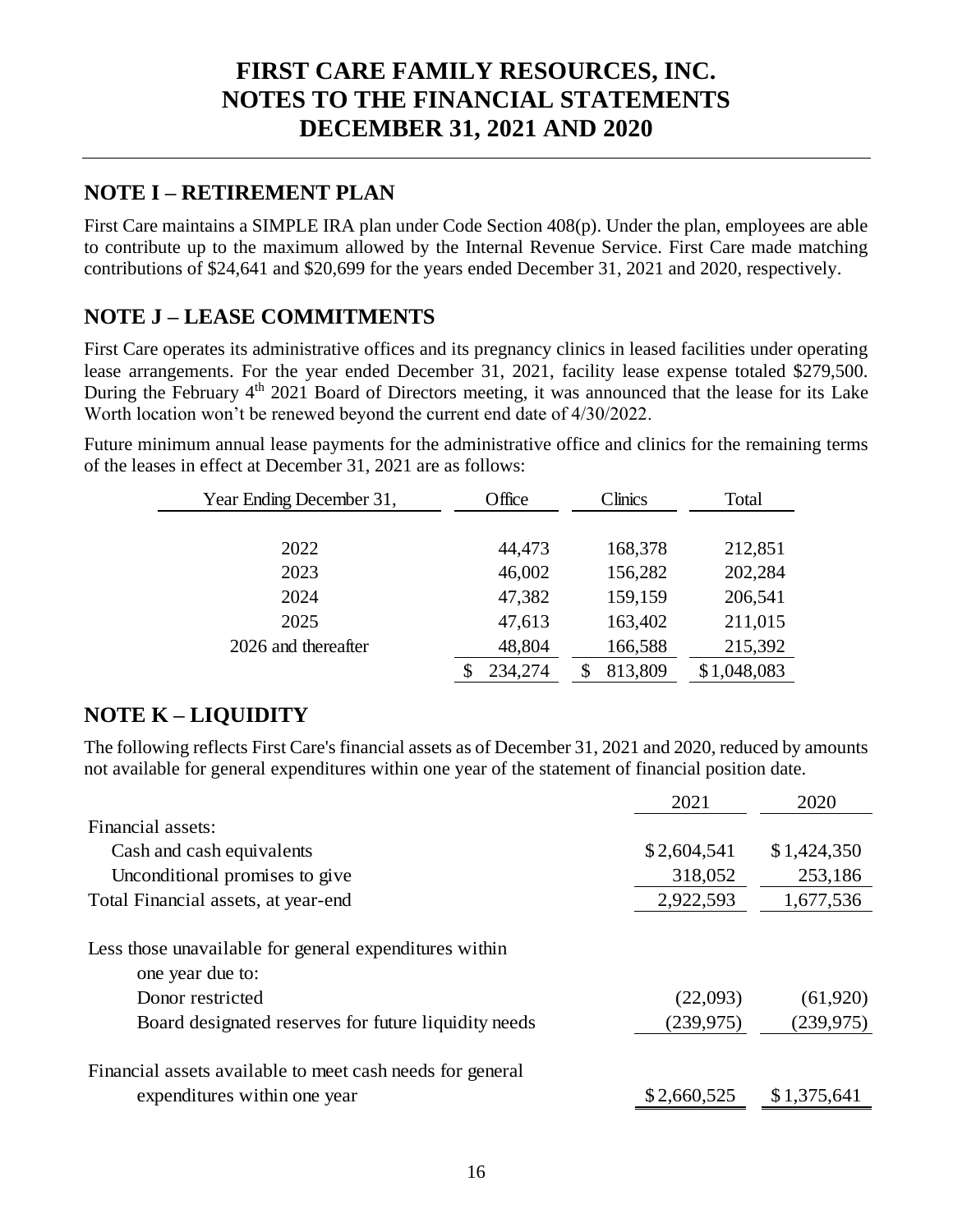# FIRST CARE FAMILY RESOURCES, INC.
# NOTES TO THE FINANCIAL STATEMENTS
# DECEMBER 31, 2021 AND 2020

## NOTE I – RETIREMENT PLAN

First Care maintains a SIMPLE IRA plan under Code Section 408(p). Under the plan, employees are able to contribute up to the maximum allowed by the Internal Revenue Service. First Care made matching contributions of $24,641 and $20,699 for the years ended December 31, 2021 and 2020, respectively.

## NOTE J – LEASE COMMITMENTS

First Care operates its administrative offices and its pregnancy clinics in leased facilities under operating lease arrangements. For the year ended December 31, 2021, facility lease expense totaled $279,500. During the February 4th 2021 Board of Directors meeting, it was announced that the lease for its Lake Worth location won't be renewed beyond the current end date of 4/30/2022.

Future minimum annual lease payments for the administrative office and clinics for the remaining terms of the leases in effect at December 31, 2021 are as follows:

| Year Ending December 31, | Office | Clinics | Total |
|---|---|---|---|
| 2022 | 44,473 | 168,378 | 212,851 |
| 2023 | 46,002 | 156,282 | 202,284 |
| 2024 | 47,382 | 159,159 | 206,541 |
| 2025 | 47,613 | 163,402 | 211,015 |
| 2026 and thereafter | 48,804 | 166,588 | 215,392 |
| | $ 234,274 | $ 813,809 | $1,048,083 |

## NOTE K – LIQUIDITY

The following reflects First Care's financial assets as of December 31, 2021 and 2020, reduced by amounts not available for general expenditures within one year of the statement of financial position date.

| | 2021 | 2020 |
|---|---|---|
| Financial assets: | | |
| Cash and cash equivalents | $2,604,541 | $1,424,350 |
| Unconditional promises to give | 318,052 | 253,186 |
| Total Financial assets, at year-end | 2,922,593 | 1,677,536 |
| Less those unavailable for general expenditures within one year due to: | | |
| Donor restricted | (22,093) | (61,920) |
| Board designated reserves for future liquidity needs | (239,975) | (239,975) |
| Financial assets available to meet cash needs for general expenditures within one year | $2,660,525 | $1,375,641 |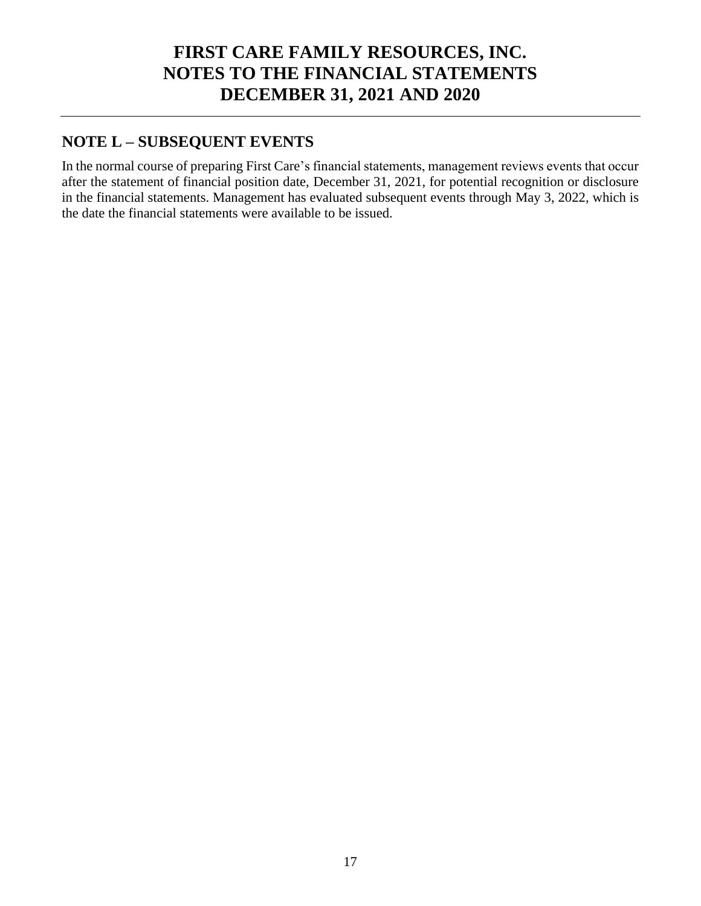## NOTE L – SUBSEQUENT EVENTS

In the normal course of preparing First Care's financial statements, management reviews events that occur after the statement of financial position date, December 31, 2021, for potential recognition or disclosure in the financial statements. Management has evaluated subsequent events through May 3, 2022, which is the date the financial statements were available to be issued.